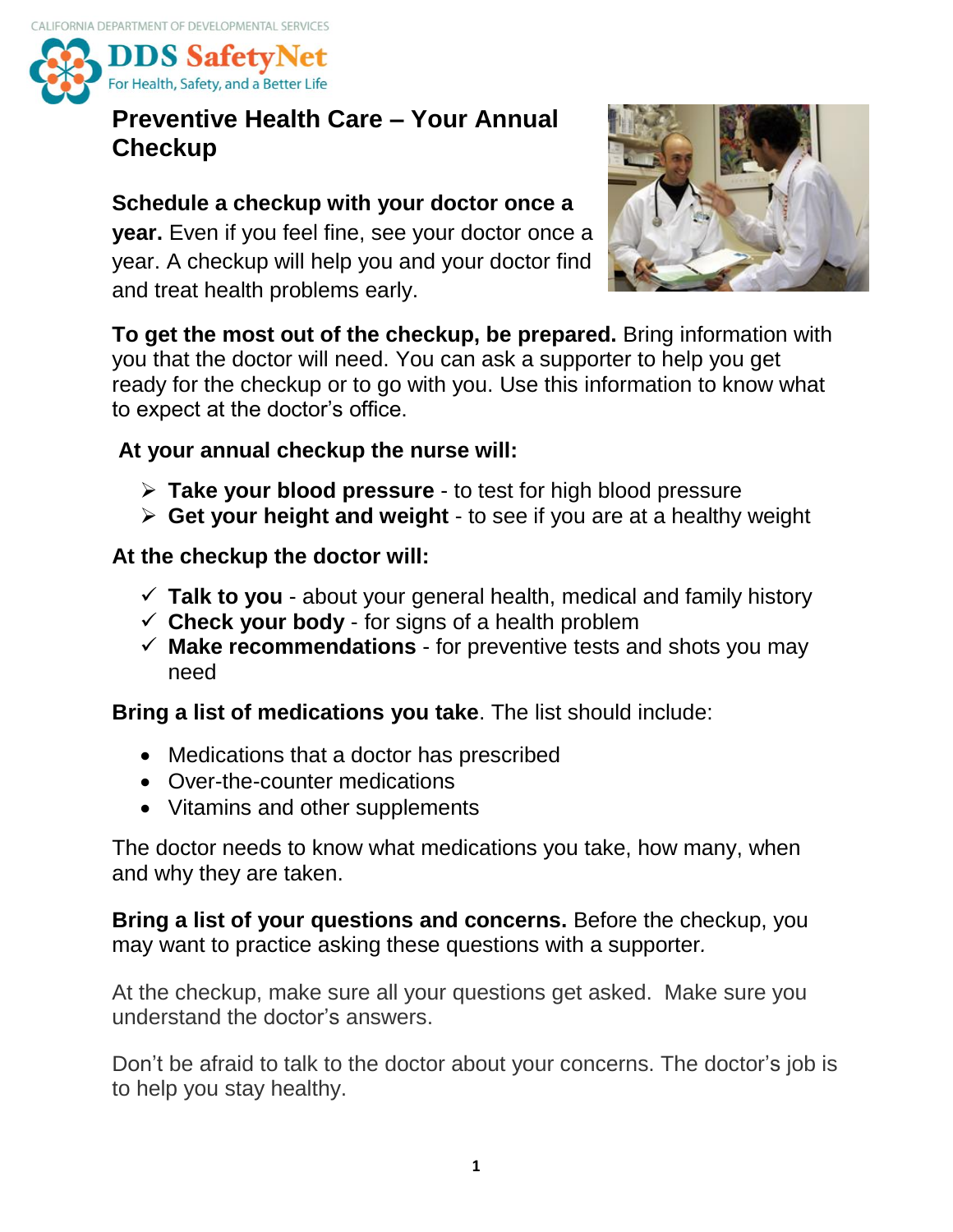CALIFORNIA DEPARTMENT OF DEVELOPMENTAL SERVICES

**DDS SafetyNet**
For Health, Safety, and a Better Life

# Preventive Health Care – Your Annual Checkup

**Schedule a checkup with your doctor once a year.** Even if you feel fine, see your doctor once a year. A checkup will help you and your doctor find and treat health problems early.

**To get the most out of the checkup, be prepared.** Bring information with you that the doctor will need. You can ask a supporter to help you get ready for the checkup or to go with you. Use this information to know what to expect at the doctor's office.

**At your annual checkup the nurse will:**

- **Take your blood pressure** - to test for high blood pressure
- **Get your height and weight** - to see if you are at a healthy weight

**At the checkup the doctor will:**

- ✓ **Talk to you** - about your general health, medical and family history
- ✓ **Check your body** - for signs of a health problem
- ✓ **Make recommendations** - for preventive tests and shots you may need

**Bring a list of medications you take**. The list should include:

- Medications that a doctor has prescribed
- Over-the-counter medications
- Vitamins and other supplements

The doctor needs to know what medications you take, how many, when and why they are taken.

**Bring a list of your questions and concerns.** Before the checkup, you may want to practice asking these questions with a supporter.

At the checkup, make sure all your questions get asked. Make sure you understand the doctor's answers.

Don't be afraid to talk to the doctor about your concerns. The doctor's job is to help you stay healthy.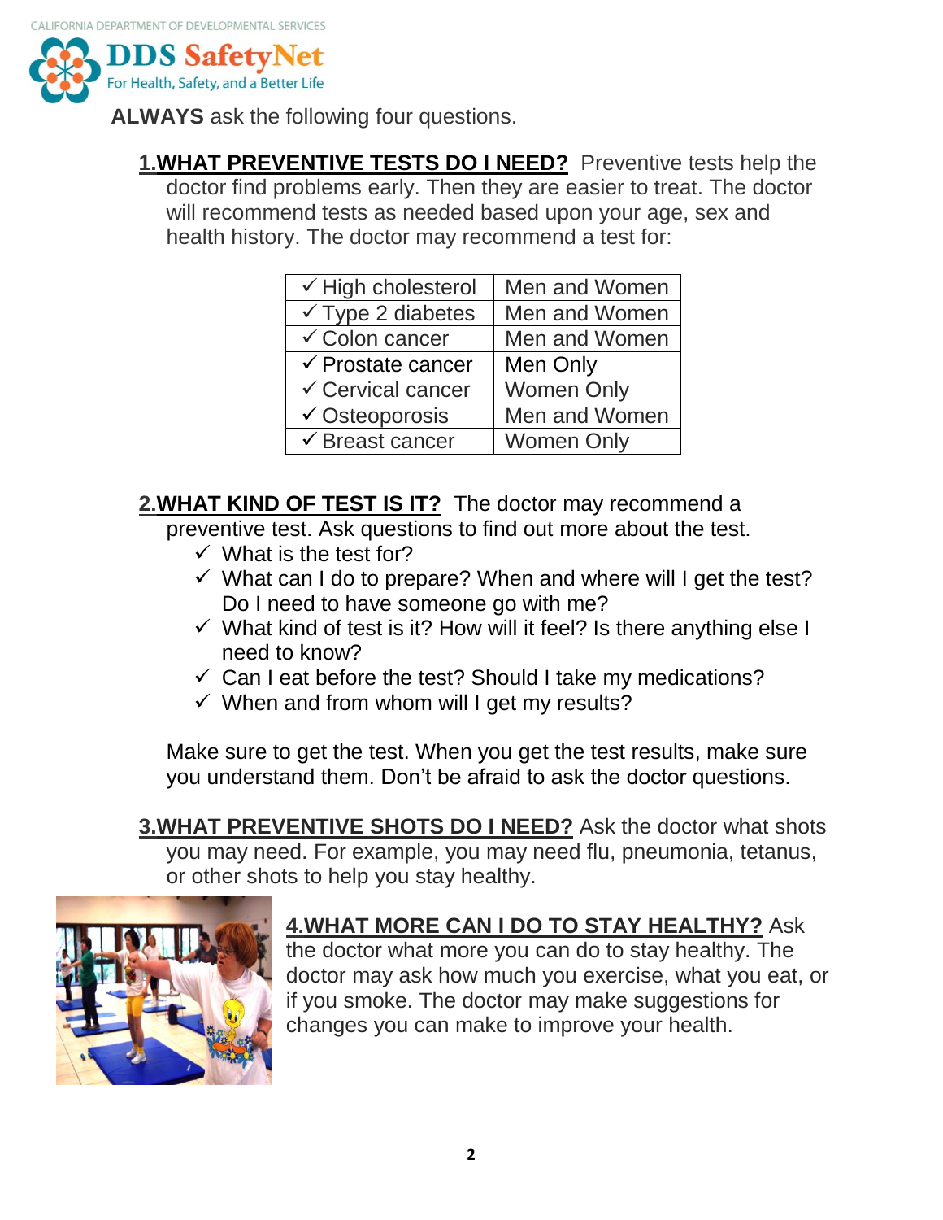**ALWAYS** ask the following four questions.

**1.WHAT PREVENTIVE TESTS DO I NEED?** Preventive tests help the doctor find problems early. Then they are easier to treat. The doctor will recommend tests as needed based upon your age, sex and health history. The doctor may recommend a test for:

| | |
|---|---|
| ✓ High cholesterol | Men and Women |
| ✓ Type 2 diabetes | Men and Women |
| ✓ Colon cancer | Men and Women |
| ✓ Prostate cancer | Men Only |
| ✓ Cervical cancer | Women Only |
| ✓ Osteoporosis | Men and Women |
| ✓ Breast cancer | Women Only |

**2.WHAT KIND OF TEST IS IT?** The doctor may recommend a preventive test. Ask questions to find out more about the test.

- ✓ What is the test for?
- ✓ What can I do to prepare? When and where will I get the test? Do I need to have someone go with me?
- ✓ What kind of test is it? How will it feel? Is there anything else I need to know?
- ✓ Can I eat before the test? Should I take my medications?
- ✓ When and from whom will I get my results?

Make sure to get the test. When you get the test results, make sure you understand them. Don't be afraid to ask the doctor questions.

**3.WHAT PREVENTIVE SHOTS DO I NEED?** Ask the doctor what shots you may need. For example, you may need flu, pneumonia, tetanus, or other shots to help you stay healthy.

**4.WHAT MORE CAN I DO TO STAY HEALTHY?** Ask the doctor what more you can do to stay healthy. The doctor may ask how much you exercise, what you eat, or if you smoke. The doctor may make suggestions for changes you can make to improve your health.